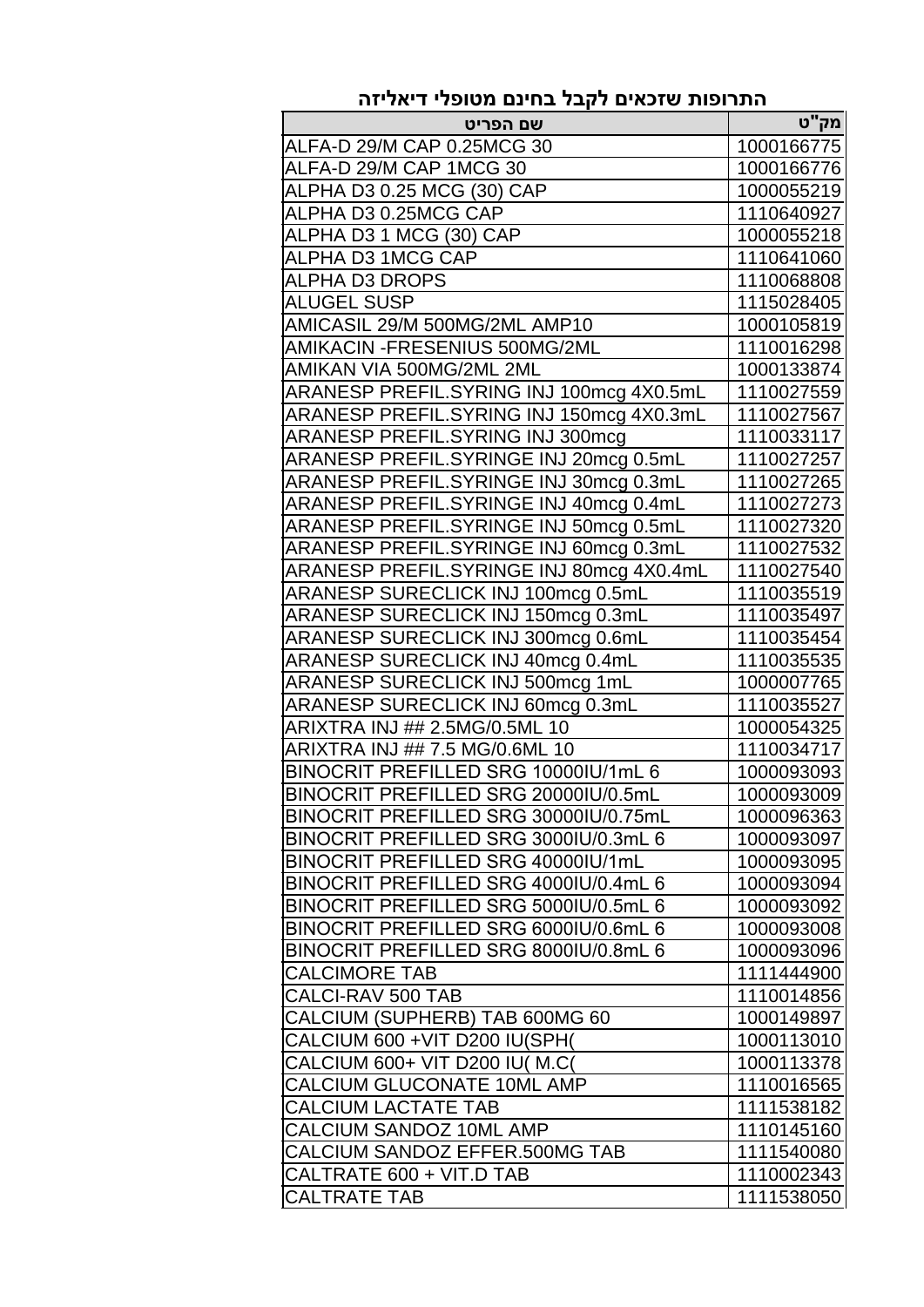## התרופות שזכאים לקבל בחינם מטופלי דיאליזה

| מק"ט | שם הפריט |
|---|---|
| 1000166775 | ALFA-D 29/M CAP 0.25MCG 30 |
| 1000166776 | ALFA-D 29/M CAP 1MCG 30 |
| 1000055219 | ALPHA D3 0.25 MCG (30) CAP |
| 1110640927 | ALPHA D3 0.25MCG CAP |
| 1000055218 | ALPHA D3 1 MCG (30) CAP |
| 1110641060 | ALPHA D3 1MCG CAP |
| 1110068808 | ALPHA D3 DROPS |
| 1115028405 | ALUGEL SUSP |
| 1000105819 | AMICASIL 29/M 500MG/2ML AMP10 |
| 1110016298 | AMIKACIN -FRESENIUS 500MG/2ML |
| 1000133874 | AMIKAN VIA 500MG/2ML 2ML |
| 1110027559 | ARANESP PREFIL.SYRING INJ 100mcg 4X0.5mL |
| 1110027567 | ARANESP PREFIL.SYRING INJ 150mcg 4X0.3mL |
| 1110033117 | ARANESP PREFIL.SYRING INJ 300mcg |
| 1110027257 | ARANESP PREFIL.SYRINGE INJ 20mcg 0.5mL |
| 1110027265 | ARANESP PREFIL.SYRINGE INJ 30mcg 0.3mL |
| 1110027273 | ARANESP PREFIL.SYRINGE INJ 40mcg 0.4mL |
| 1110027320 | ARANESP PREFIL.SYRINGE INJ 50mcg 0.5mL |
| 1110027532 | ARANESP PREFIL.SYRINGE INJ 60mcg 0.3mL |
| 1110027540 | ARANESP PREFIL.SYRINGE INJ 80mcg 4X0.4mL |
| 1110035519 | ARANESP SURECLICK INJ 100mcg 0.5mL |
| 1110035497 | ARANESP SURECLICK INJ 150mcg 0.3mL |
| 1110035454 | ARANESP SURECLICK INJ 300mcg 0.6mL |
| 1110035535 | ARANESP SURECLICK INJ 40mcg 0.4mL |
| 1000007765 | ARANESP SURECLICK INJ 500mcg 1mL |
| 1110035527 | ARANESP SURECLICK INJ 60mcg 0.3mL |
| 1000054325 | ARIXTRA INJ ## 2.5MG/0.5ML 10 |
| 1110034717 | ARIXTRA INJ ## 7.5 MG/0.6ML 10 |
| 1000093093 | BINOCRIT PREFILLED SRG 10000IU/1mL 6 |
| 1000093009 | BINOCRIT PREFILLED SRG 20000IU/0.5mL |
| 1000096363 | BINOCRIT PREFILLED SRG 30000IU/0.75mL |
| 1000093097 | BINOCRIT PREFILLED SRG 3000IU/0.3mL 6 |
| 1000093095 | BINOCRIT PREFILLED SRG 40000IU/1mL |
| 1000093094 | BINOCRIT PREFILLED SRG 4000IU/0.4mL 6 |
| 1000093092 | BINOCRIT PREFILLED SRG 5000IU/0.5mL 6 |
| 1000093008 | BINOCRIT PREFILLED SRG 6000IU/0.6mL 6 |
| 1000093096 | BINOCRIT PREFILLED SRG 8000IU/0.8mL 6 |
| 1111444900 | CALCIMORE TAB |
| 1110014856 | CALCI-RAV 500 TAB |
| 1000149897 | CALCIUM (SUPHERB) TAB 600MG 60 |
| 1000113010 | CALCIUM 600 +VIT D200 IU(SPH( |
| 1000113378 | CALCIUM 600+ VIT D200 IU( M.C( |
| 1110016565 | CALCIUM GLUCONATE 10ML AMP |
| 1111538182 | CALCIUM LACTATE TAB |
| 1110145160 | CALCIUM SANDOZ 10ML AMP |
| 1111540080 | CALCIUM SANDOZ EFFER.500MG TAB |
| 1110002343 | CALTRATE 600 + VIT.D TAB |
| 1111538050 | CALTRATE TAB |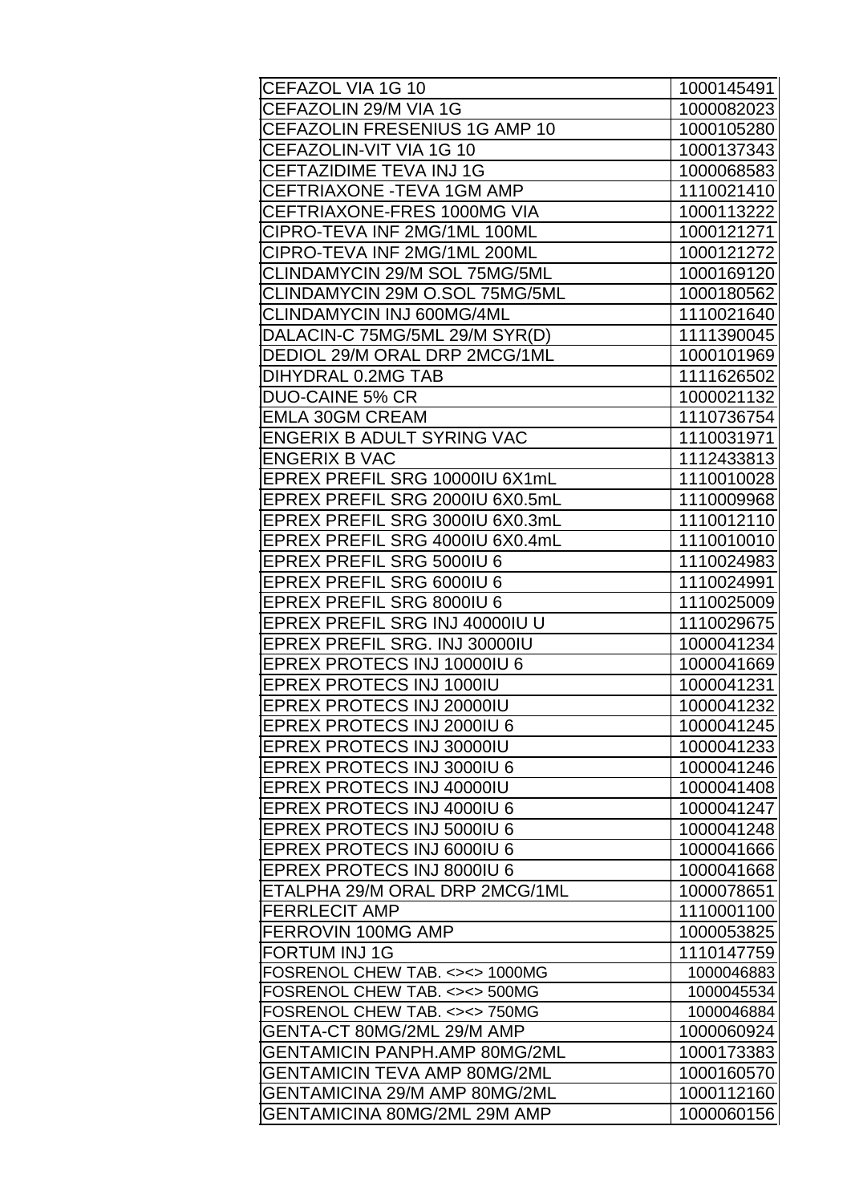| | |
|---|---|
| CEFAZOL VIA 1G 10 | 1000145491 |
| CEFAZOLIN 29/M VIA 1G | 1000082023 |
| CEFAZOLIN FRESENIUS 1G AMP 10 | 1000105280 |
| CEFAZOLIN-VIT VIA 1G 10 | 1000137343 |
| CEFTAZIDIME TEVA INJ 1G | 1000068583 |
| CEFTRIAXONE -TEVA 1GM AMP | 1110021410 |
| CEFTRIAXONE-FRES 1000MG VIA | 1000113222 |
| CIPRO-TEVA INF 2MG/1ML 100ML | 1000121271 |
| CIPRO-TEVA INF 2MG/1ML 200ML | 1000121272 |
| CLINDAMYCIN 29/M SOL 75MG/5ML | 1000169120 |
| CLINDAMYCIN 29M O.SOL 75MG/5ML | 1000180562 |
| CLINDAMYCIN INJ 600MG/4ML | 1110021640 |
| DALACIN-C 75MG/5ML 29/M SYR(D) | 1111390045 |
| DEDIOL 29/M ORAL DRP 2MCG/1ML | 1000101969 |
| DIHYDRAL 0.2MG TAB | 1111626502 |
| DUO-CAINE 5% CR | 1000021132 |
| EMLA 30GM CREAM | 1110736754 |
| ENGERIX B ADULT SYRING VAC | 1110031971 |
| ENGERIX B VAC | 1112433813 |
| EPREX PREFIL SRG 10000IU 6X1mL | 1110010028 |
| EPREX PREFIL SRG 2000IU 6X0.5mL | 1110009968 |
| EPREX PREFIL SRG 3000IU 6X0.3mL | 1110012110 |
| EPREX PREFIL SRG 4000IU 6X0.4mL | 1110010010 |
| EPREX PREFIL SRG 5000IU 6 | 1110024983 |
| EPREX PREFIL SRG 6000IU 6 | 1110024991 |
| EPREX PREFIL SRG 8000IU 6 | 1110025009 |
| EPREX PREFIL SRG INJ 40000IU U | 1110029675 |
| EPREX PREFIL SRG. INJ 30000IU | 1000041234 |
| EPREX PROTECS INJ 10000IU 6 | 1000041669 |
| EPREX PROTECS INJ 1000IU | 1000041231 |
| EPREX PROTECS INJ 20000IU | 1000041232 |
| EPREX PROTECS INJ 2000IU 6 | 1000041245 |
| EPREX PROTECS INJ 30000IU | 1000041233 |
| EPREX PROTECS INJ 3000IU 6 | 1000041246 |
| EPREX PROTECS INJ 40000IU | 1000041408 |
| EPREX PROTECS INJ 4000IU 6 | 1000041247 |
| EPREX PROTECS INJ 5000IU 6 | 1000041248 |
| EPREX PROTECS INJ 6000IU 6 | 1000041666 |
| EPREX PROTECS INJ 8000IU 6 | 1000041668 |
| ETALPHA 29/M ORAL DRP 2MCG/1ML | 1000078651 |
| FERRLECIT AMP | 1110001100 |
| FERROVIN 100MG AMP | 1000053825 |
| FORTUM INJ 1G | 1110147759 |
| FOSRENOL CHEW TAB. <><> 1000MG | 1000046883 |
| FOSRENOL CHEW TAB. <><> 500MG | 1000045534 |
| FOSRENOL CHEW TAB. <><> 750MG | 1000046884 |
| GENTA-CT 80MG/2ML 29/M AMP | 1000060924 |
| GENTAMICIN PANPH.AMP 80MG/2ML | 1000173383 |
| GENTAMICIN TEVA AMP 80MG/2ML | 1000160570 |
| GENTAMICINA 29/M AMP 80MG/2ML | 1000112160 |
| GENTAMICINA 80MG/2ML 29M AMP | 1000060156 |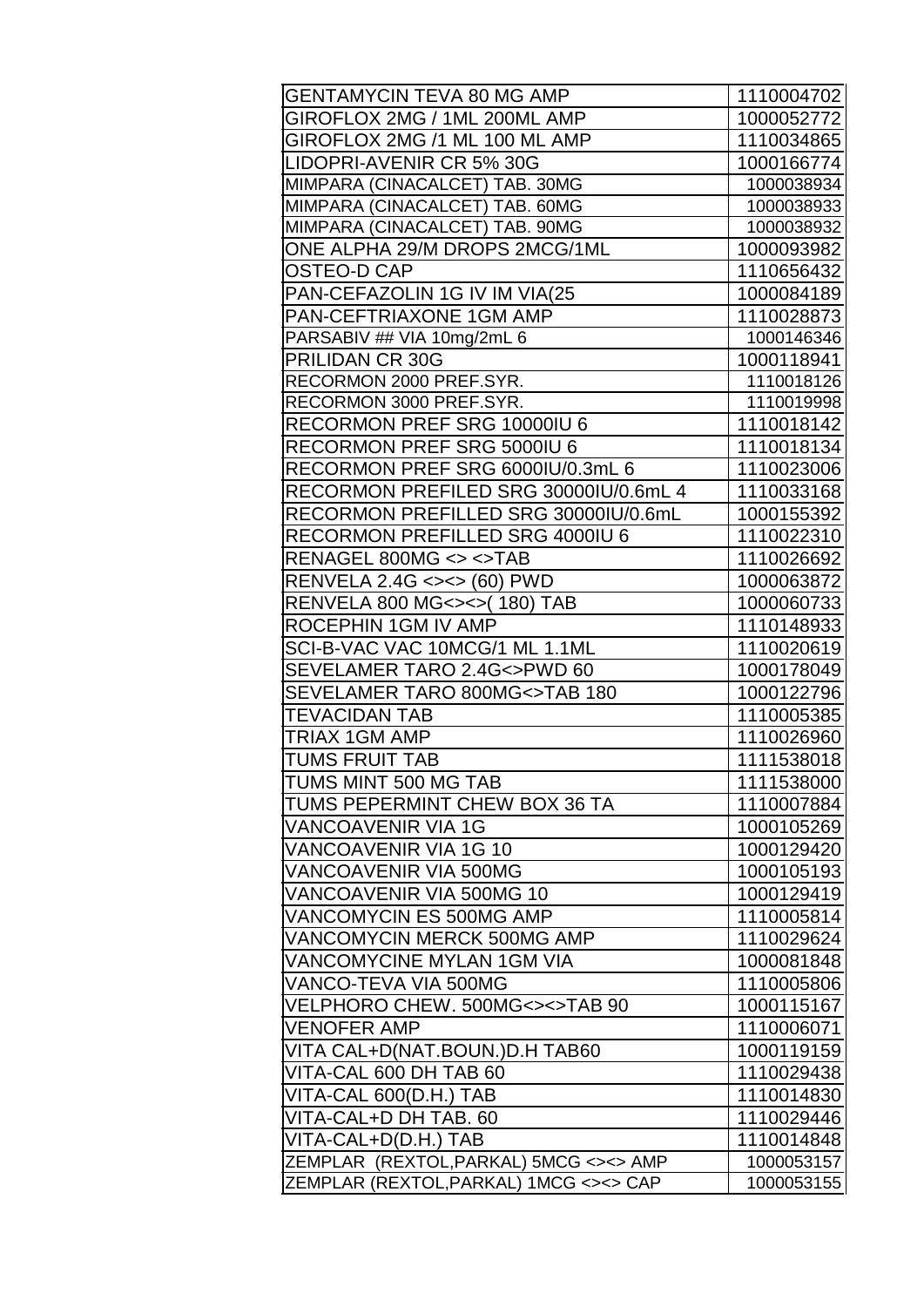| | |
|---|---|
| GENTAMYCIN TEVA 80 MG AMP | 1110004702 |
| GIROFLOX 2MG / 1ML 200ML AMP | 1000052772 |
| GIROFLOX 2MG /1 ML 100 ML AMP | 1110034865 |
| LIDOPRI-AVENIR CR 5% 30G | 1000166774 |
| MIMPARA (CINACALCET) TAB. 30MG | 1000038934 |
| MIMPARA (CINACALCET) TAB. 60MG | 1000038933 |
| MIMPARA (CINACALCET) TAB. 90MG | 1000038932 |
| ONE ALPHA 29/M DROPS 2MCG/1ML | 1000093982 |
| OSTEO-D CAP | 1110656432 |
| PAN-CEFAZOLIN 1G IV IM VIA(25 | 1000084189 |
| PAN-CEFTRIAXONE 1GM AMP | 1110028873 |
| PARSABIV ## VIA 10mg/2mL 6 | 1000146346 |
| PRILIDAN CR 30G | 1000118941 |
| RECORMON 2000 PREF.SYR. | 1110018126 |
| RECORMON 3000 PREF.SYR. | 1110019998 |
| RECORMON PREF SRG 10000IU 6 | 1110018142 |
| RECORMON PREF SRG 5000IU 6 | 1110018134 |
| RECORMON PREF SRG 6000IU/0.3mL 6 | 1110023006 |
| RECORMON PREFILED SRG 30000IU/0.6mL 4 | 1110033168 |
| RECORMON PREFILLED SRG 30000IU/0.6mL | 1000155392 |
| RECORMON PREFILLED SRG 4000IU 6 | 1110022310 |
| RENAGEL 800MG <> <>TAB | 1110026692 |
| RENVELA 2.4G <><> (60) PWD | 1000063872 |
| RENVELA 800 MG<><>( 180) TAB | 1000060733 |
| ROCEPHIN 1GM IV AMP | 1110148933 |
| SCI-B-VAC VAC 10MCG/1 ML 1.1ML | 1110020619 |
| SEVELAMER TARO 2.4G<>PWD 60 | 1000178049 |
| SEVELAMER TARO 800MG<>TAB 180 | 1000122796 |
| TEVACIDAN TAB | 1110005385 |
| TRIAX 1GM AMP | 1110026960 |
| TUMS FRUIT TAB | 1111538018 |
| TUMS MINT 500 MG TAB | 1111538000 |
| TUMS PEPERMINT CHEW BOX 36 TA | 1110007884 |
| VANCOAVENIR VIA 1G | 1000105269 |
| VANCOAVENIR VIA 1G 10 | 1000129420 |
| VANCOAVENIR VIA 500MG | 1000105193 |
| VANCOAVENIR VIA 500MG 10 | 1000129419 |
| VANCOMYCIN ES 500MG AMP | 1110005814 |
| VANCOMYCIN MERCK 500MG AMP | 1110029624 |
| VANCOMYCINE MYLAN 1GM VIA | 1000081848 |
| VANCO-TEVA VIA 500MG | 1110005806 |
| VELPHORO CHEW. 500MG<><>TAB 90 | 1000115167 |
| VENOFER AMP | 1110006071 |
| VITA CAL+D(NAT.BOUN.)D.H TAB60 | 1000119159 |
| VITA-CAL 600 DH TAB 60 | 1110029438 |
| VITA-CAL 600(D.H.) TAB | 1110014830 |
| VITA-CAL+D DH TAB. 60 | 1110029446 |
| VITA-CAL+D(D.H.) TAB | 1110014848 |
| ZEMPLAR (REXTOL,PARKAL) 5MCG <><> AMP | 1000053157 |
| ZEMPLAR (REXTOL,PARKAL) 1MCG <><> CAP | 1000053155 |